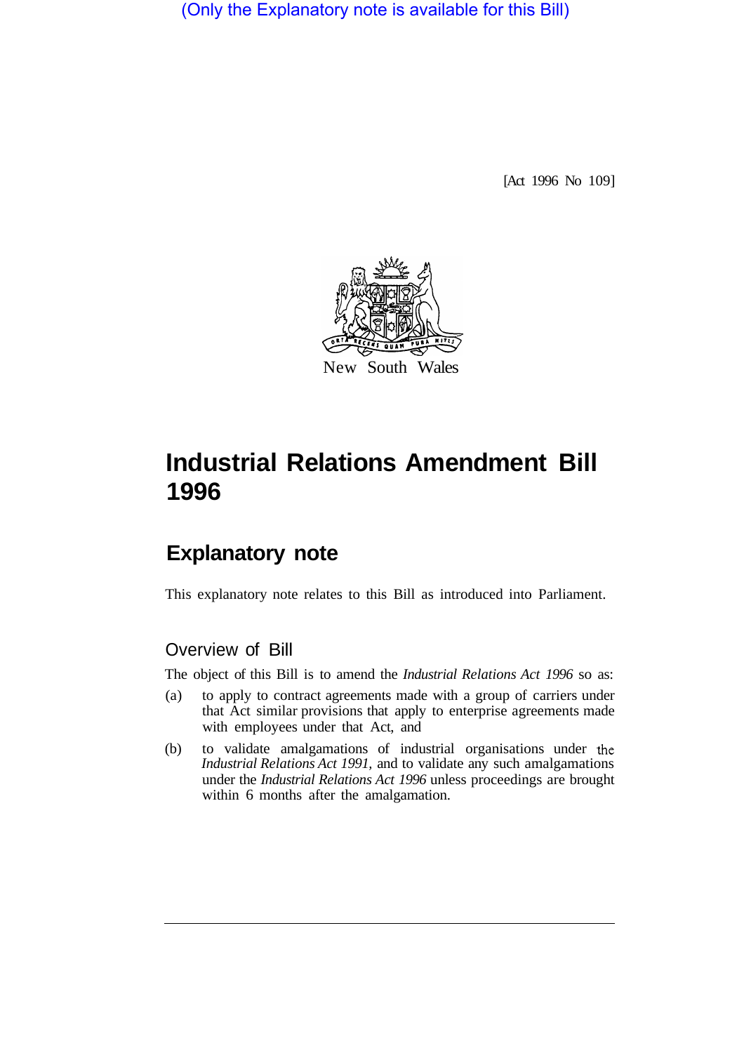(Only the Explanatory note is available for this Bill)

[Act 1996 No 109]

New South Wales

# Industrial Relations Amendment Bill 1996

## Explanatory note

This explanatory note relates to this Bill as introduced into Parliament.

### Overview of Bill

The object of this Bill is to amend the *Industrial Relations Act 1996* so as:

(a) to apply to contract agreements made with a group of carriers under that Act similar provisions that apply to enterprise agreements made with employees under that Act, and

(b) to validate amalgamations of industrial organisations under the *Industrial Relations Act 1991*, and to validate any such amalgamations under the *Industrial Relations Act 1996* unless proceedings are brought within 6 months after the amalgamation.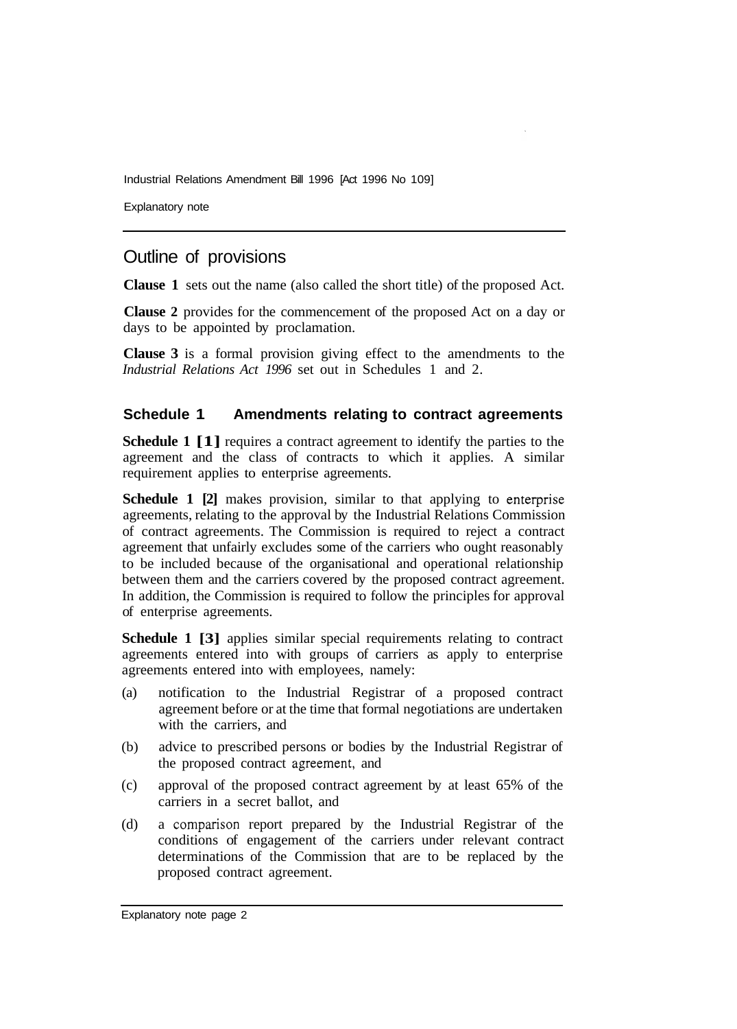## Outline of provisions

**Clause 1** sets out the name (also called the short title) of the proposed Act.

**Clause 2** provides for the commencement of the proposed Act on a day or days to be appointed by proclamation.

**Clause 3** is a formal provision giving effect to the amendments to the *Industrial Relations Act 1996* set out in Schedules 1 and 2.

### Schedule 1 Amendments relating to contract agreements

**Schedule 1 [1]** requires a contract agreement to identify the parties to the agreement and the class of contracts to which it applies. A similar requirement applies to enterprise agreements.

**Schedule 1 [2]** makes provision, similar to that applying to enterprise agreements, relating to the approval by the Industrial Relations Commission of contract agreements. The Commission is required to reject a contract agreement that unfairly excludes some of the carriers who ought reasonably to be included because of the organisational and operational relationship between them and the carriers covered by the proposed contract agreement. In addition, the Commission is required to follow the principles for approval of enterprise agreements.

**Schedule 1 [3]** applies similar special requirements relating to contract agreements entered into with groups of carriers as apply to enterprise agreements entered into with employees, namely:

(a) notification to the Industrial Registrar of a proposed contract agreement before or at the time that formal negotiations are undertaken with the carriers, and

(b) advice to prescribed persons or bodies by the Industrial Registrar of the proposed contract agreement, and

(c) approval of the proposed contract agreement by at least 65% of the carriers in a secret ballot, and

(d) a comparison report prepared by the Industrial Registrar of the conditions of engagement of the carriers under relevant contract determinations of the Commission that are to be replaced by the proposed contract agreement.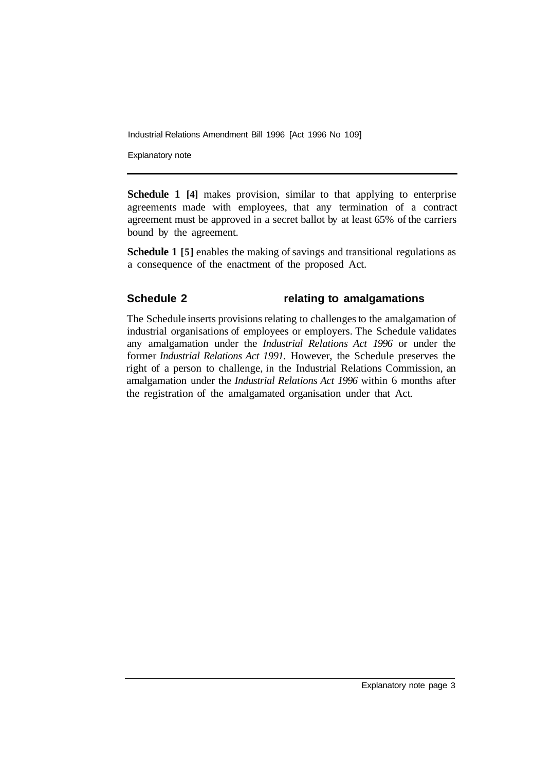**Schedule 1 [4]** makes provision, similar to that applying to enterprise agreements made with employees, that any termination of a contract agreement must be approved in a secret ballot by at least 65% of the carriers bound by the agreement.

**Schedule 1 [5]** enables the making of savings and transitional regulations as a consequence of the enactment of the proposed Act.

## Schedule 2 relating to amalgamations

The Schedule inserts provisions relating to challenges to the amalgamation of industrial organisations of employees or employers. The Schedule validates any amalgamation under the *Industrial Relations Act 1996* or under the former *Industrial Relations Act 1991.* However, the Schedule preserves the right of a person to challenge, in the Industrial Relations Commission, an amalgamation under the *Industrial Relations Act 1996* within 6 months after the registration of the amalgamated organisation under that Act.